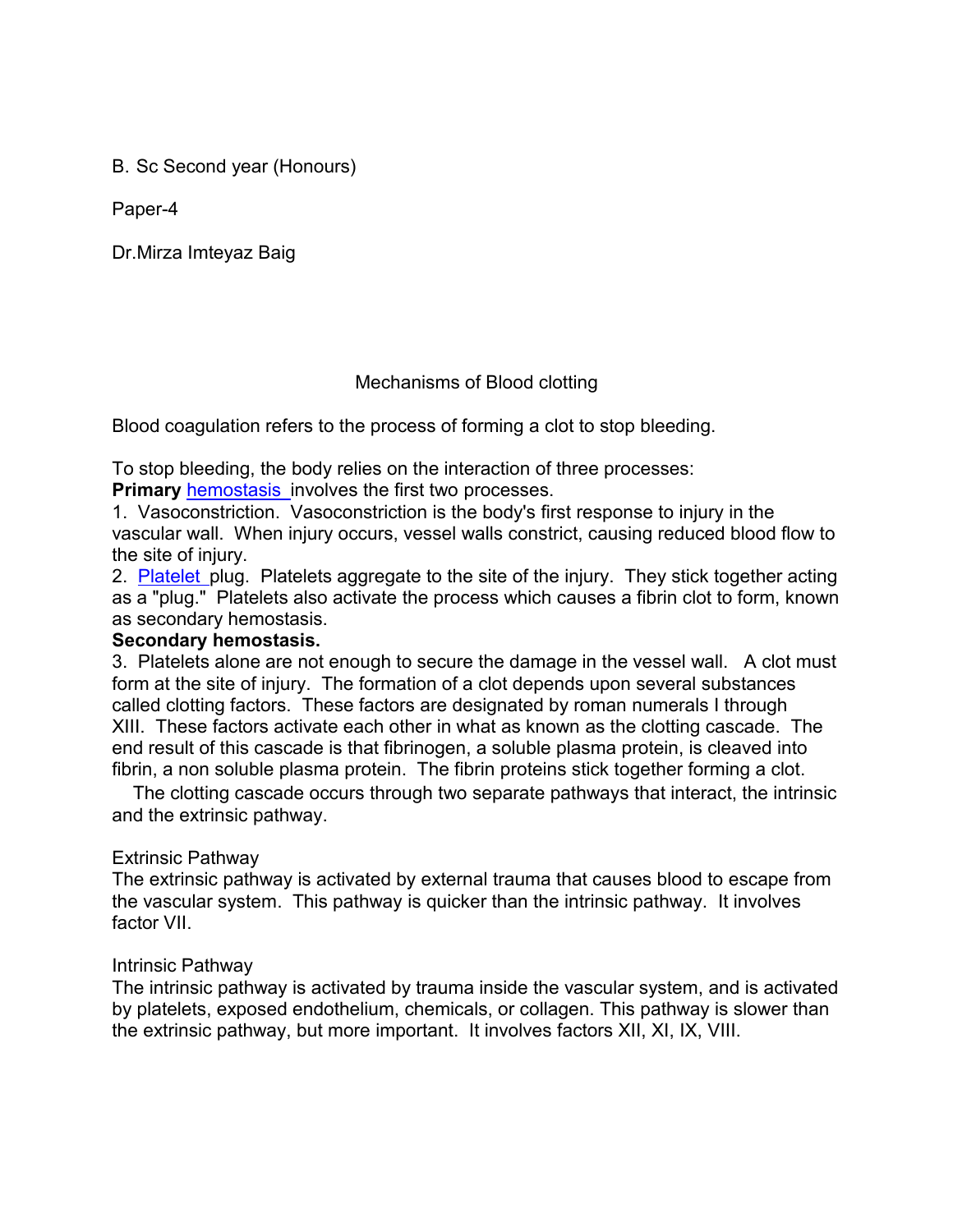B. Sc Second year (Honours)

Paper-4

Dr.Mirza Imteyaz Baig

# Mechanisms of Blood clotting

Blood coagulation refers to the process of forming a clot to stop bleeding.

To stop bleeding, the body relies on the interaction of three processes:
**Primary** hemostasis involves the first two processes.

1. Vasoconstriction. Vasoconstriction is the body's first response to injury in the vascular wall. When injury occurs, vessel walls constrict, causing reduced blood flow to the site of injury.
2. Platelet plug. Platelets aggregate to the site of the injury. They stick together acting as a "plug." Platelets also activate the process which causes a fibrin clot to form, known as secondary hemostasis.

**Secondary hemostasis.**

3. Platelets alone are not enough to secure the damage in the vessel wall. A clot must form at the site of injury. The formation of a clot depends upon several substances called clotting factors. These factors are designated by roman numerals I through XIII. These factors activate each other in what as known as the clotting cascade. The end result of this cascade is that fibrinogen, a soluble plasma protein, is cleaved into fibrin, a non soluble plasma protein. The fibrin proteins stick together forming a clot.

The clotting cascade occurs through two separate pathways that interact, the intrinsic and the extrinsic pathway.

## Extrinsic Pathway

The extrinsic pathway is activated by external trauma that causes blood to escape from the vascular system. This pathway is quicker than the intrinsic pathway. It involves factor VII.

## Intrinsic Pathway

The intrinsic pathway is activated by trauma inside the vascular system, and is activated by platelets, exposed endothelium, chemicals, or collagen. This pathway is slower than the extrinsic pathway, but more important. It involves factors XII, XI, IX, VIII.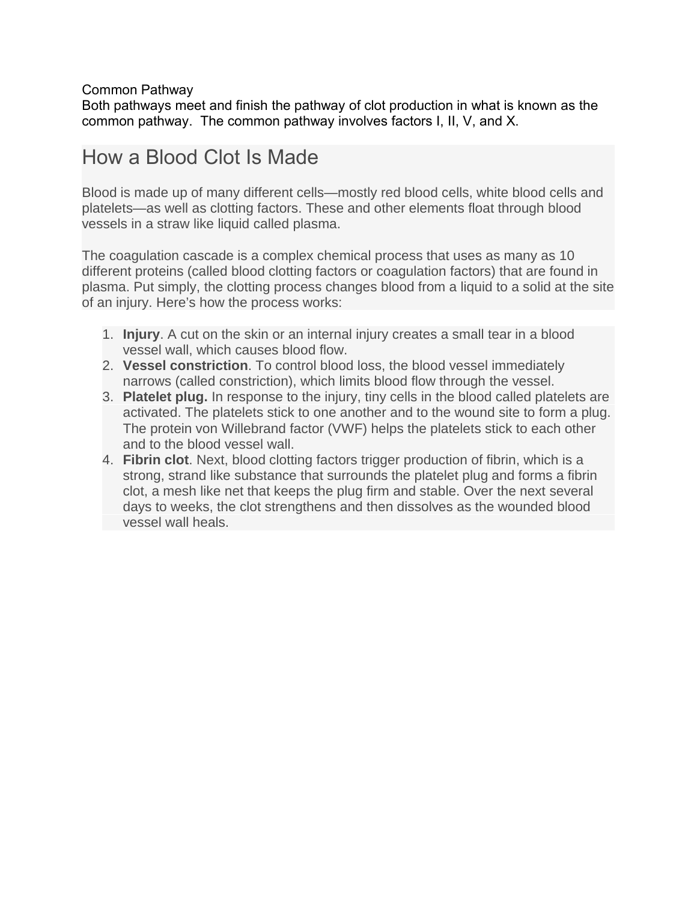Common Pathway

Both pathways meet and finish the pathway of clot production in what is known as the common pathway. The common pathway involves factors I, II, V, and X.

# How a Blood Clot Is Made

Blood is made up of many different cells—mostly red blood cells, white blood cells and platelets—as well as clotting factors. These and other elements float through blood vessels in a straw like liquid called plasma.

The coagulation cascade is a complex chemical process that uses as many as 10 different proteins (called blood clotting factors or coagulation factors) that are found in plasma. Put simply, the clotting process changes blood from a liquid to a solid at the site of an injury. Here's how the process works:

1. **Injury**. A cut on the skin or an internal injury creates a small tear in a blood vessel wall, which causes blood flow.
2. **Vessel constriction**. To control blood loss, the blood vessel immediately narrows (called constriction), which limits blood flow through the vessel.
3. **Platelet plug.** In response to the injury, tiny cells in the blood called platelets are activated. The platelets stick to one another and to the wound site to form a plug. The protein von Willebrand factor (VWF) helps the platelets stick to each other and to the blood vessel wall.
4. **Fibrin clot**. Next, blood clotting factors trigger production of fibrin, which is a strong, strand like substance that surrounds the platelet plug and forms a fibrin clot, a mesh like net that keeps the plug firm and stable. Over the next several days to weeks, the clot strengthens and then dissolves as the wounded blood vessel wall heals.